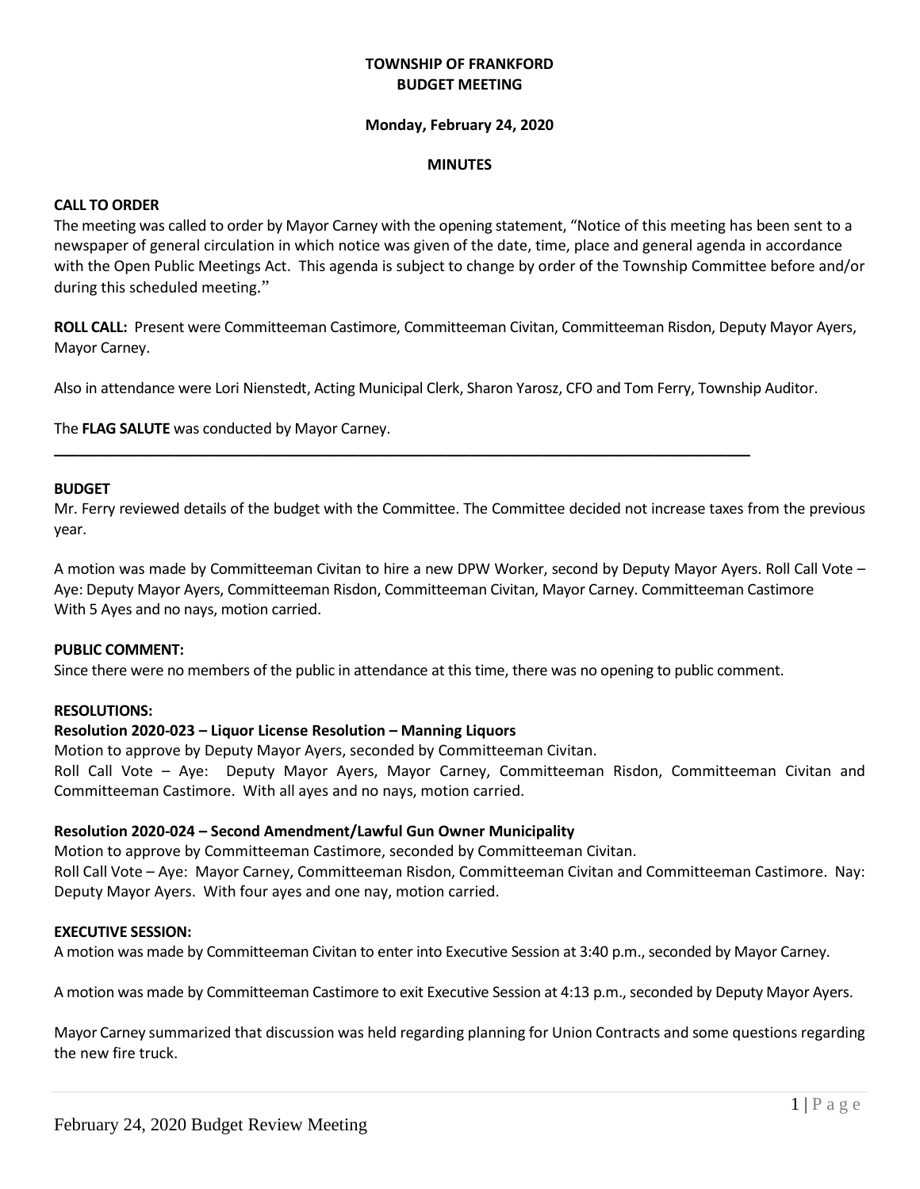**TOWNSHIP OF FRANKFORD**
**BUDGET MEETING**

**Monday, February 24, 2020**

**MINUTES**

**CALL TO ORDER**

The meeting was called to order by Mayor Carney with the opening statement, "Notice of this meeting has been sent to a newspaper of general circulation in which notice was given of the date, time, place and general agenda in accordance with the Open Public Meetings Act. This agenda is subject to change by order of the Township Committee before and/or during this scheduled meeting."

**ROLL CALL:** Present were Committeeman Castimore, Committeeman Civitan, Committeeman Risdon, Deputy Mayor Ayers, Mayor Carney.

Also in attendance were Lori Nienstedt, Acting Municipal Clerk, Sharon Yarosz, CFO and Tom Ferry, Township Auditor.

The **FLAG SALUTE** was conducted by Mayor Carney.

---

**BUDGET**

Mr. Ferry reviewed details of the budget with the Committee. The Committee decided not increase taxes from the previous year.

A motion was made by Committeeman Civitan to hire a new DPW Worker, second by Deputy Mayor Ayers. Roll Call Vote – Aye: Deputy Mayor Ayers, Committeeman Risdon, Committeeman Civitan, Mayor Carney. Committeeman Castimore With 5 Ayes and no nays, motion carried.

**PUBLIC COMMENT:**

Since there were no members of the public in attendance at this time, there was no opening to public comment.

**RESOLUTIONS:**

**Resolution 2020-023 – Liquor License Resolution – Manning Liquors**

Motion to approve by Deputy Mayor Ayers, seconded by Committeeman Civitan.

Roll Call Vote – Aye: Deputy Mayor Ayers, Mayor Carney, Committeeman Risdon, Committeeman Civitan and Committeeman Castimore. With all ayes and no nays, motion carried.

**Resolution 2020-024 – Second Amendment/Lawful Gun Owner Municipality**

Motion to approve by Committeeman Castimore, seconded by Committeeman Civitan.

Roll Call Vote – Aye: Mayor Carney, Committeeman Risdon, Committeeman Civitan and Committeeman Castimore. Nay: Deputy Mayor Ayers. With four ayes and one nay, motion carried.

**EXECUTIVE SESSION:**

A motion was made by Committeeman Civitan to enter into Executive Session at 3:40 p.m., seconded by Mayor Carney.

A motion was made by Committeeman Castimore to exit Executive Session at 4:13 p.m., seconded by Deputy Mayor Ayers.

Mayor Carney summarized that discussion was held regarding planning for Union Contracts and some questions regarding the new fire truck.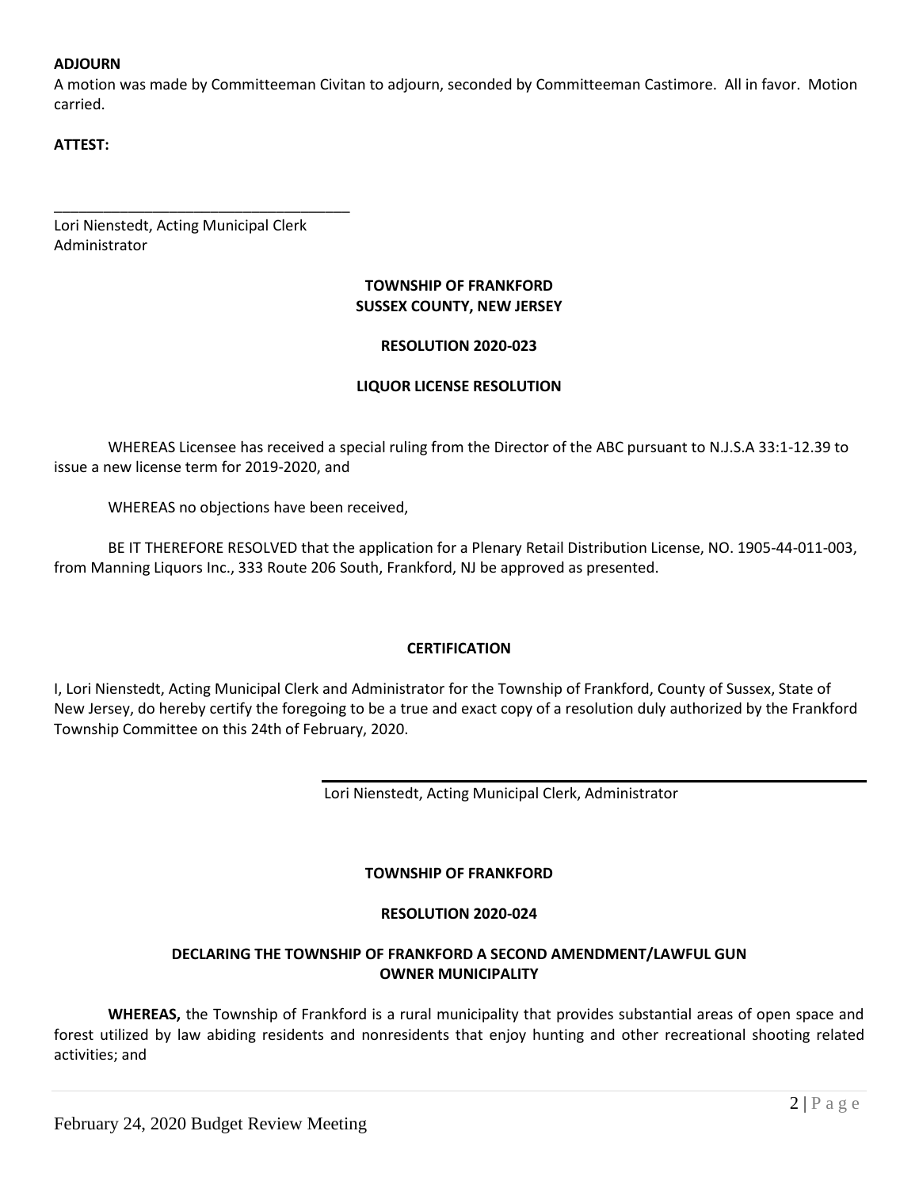**ADJOURN**

A motion was made by Committeeman Civitan to adjourn, seconded by Committeeman Castimore. All in favor. Motion carried.

**ATTEST:**

_____________________________________

Lori Nienstedt, Acting Municipal Clerk
Administrator

**TOWNSHIP OF FRANKFORD**
**SUSSEX COUNTY, NEW JERSEY**

**RESOLUTION 2020-023**

**LIQUOR LICENSE RESOLUTION**

WHEREAS Licensee has received a special ruling from the Director of the ABC pursuant to N.J.S.A 33:1-12.39 to issue a new license term for 2019-2020, and

WHEREAS no objections have been received,

BE IT THEREFORE RESOLVED that the application for a Plenary Retail Distribution License, NO. 1905-44-011-003, from Manning Liquors Inc., 333 Route 206 South, Frankford, NJ be approved as presented.

**CERTIFICATION**

I, Lori Nienstedt, Acting Municipal Clerk and Administrator for the Township of Frankford, County of Sussex, State of New Jersey, do hereby certify the foregoing to be a true and exact copy of a resolution duly authorized by the Frankford Township Committee on this 24th of February, 2020.

_____________________________________

Lori Nienstedt, Acting Municipal Clerk, Administrator

**TOWNSHIP OF FRANKFORD**

**RESOLUTION 2020-024**

**DECLARING THE TOWNSHIP OF FRANKFORD A SECOND AMENDMENT/LAWFUL GUN OWNER MUNICIPALITY**

**WHEREAS,** the Township of Frankford is a rural municipality that provides substantial areas of open space and forest utilized by law abiding residents and nonresidents that enjoy hunting and other recreational shooting related activities; and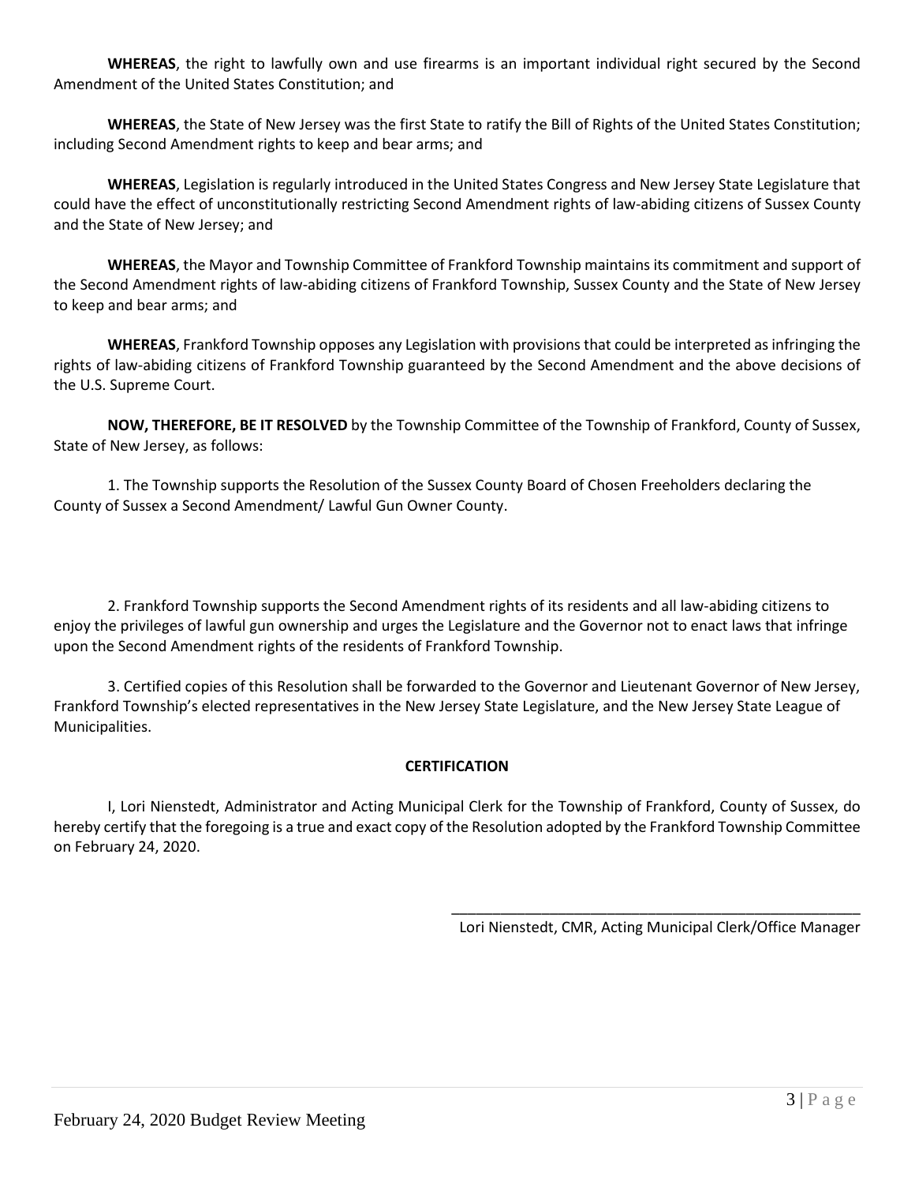**WHEREAS**, the right to lawfully own and use firearms is an important individual right secured by the Second Amendment of the United States Constitution; and

**WHEREAS**, the State of New Jersey was the first State to ratify the Bill of Rights of the United States Constitution; including Second Amendment rights to keep and bear arms; and

**WHEREAS**, Legislation is regularly introduced in the United States Congress and New Jersey State Legislature that could have the effect of unconstitutionally restricting Second Amendment rights of law-abiding citizens of Sussex County and the State of New Jersey; and

**WHEREAS**, the Mayor and Township Committee of Frankford Township maintains its commitment and support of the Second Amendment rights of law-abiding citizens of Frankford Township, Sussex County and the State of New Jersey to keep and bear arms; and

**WHEREAS**, Frankford Township opposes any Legislation with provisions that could be interpreted as infringing the rights of law-abiding citizens of Frankford Township guaranteed by the Second Amendment and the above decisions of the U.S. Supreme Court.

**NOW, THEREFORE, BE IT RESOLVED** by the Township Committee of the Township of Frankford, County of Sussex, State of New Jersey, as follows:

1. The Township supports the Resolution of the Sussex County Board of Chosen Freeholders declaring the County of Sussex a Second Amendment/ Lawful Gun Owner County.

2. Frankford Township supports the Second Amendment rights of its residents and all law-abiding citizens to enjoy the privileges of lawful gun ownership and urges the Legislature and the Governor not to enact laws that infringe upon the Second Amendment rights of the residents of Frankford Township.

3. Certified copies of this Resolution shall be forwarded to the Governor and Lieutenant Governor of New Jersey, Frankford Township's elected representatives in the New Jersey State Legislature, and the New Jersey State League of Municipalities.

**CERTIFICATION**

I, Lori Nienstedt, Administrator and Acting Municipal Clerk for the Township of Frankford, County of Sussex, do hereby certify that the foregoing is a true and exact copy of the Resolution adopted by the Frankford Township Committee on February 24, 2020.

\_\_\_\_\_\_\_\_\_\_\_\_\_\_\_\_\_\_\_\_\_\_\_\_\_\_\_\_\_\_\_\_\_\_\_\_\_\_\_\_\_\_\_\_\_\_\_\_

Lori Nienstedt, CMR, Acting Municipal Clerk/Office Manager